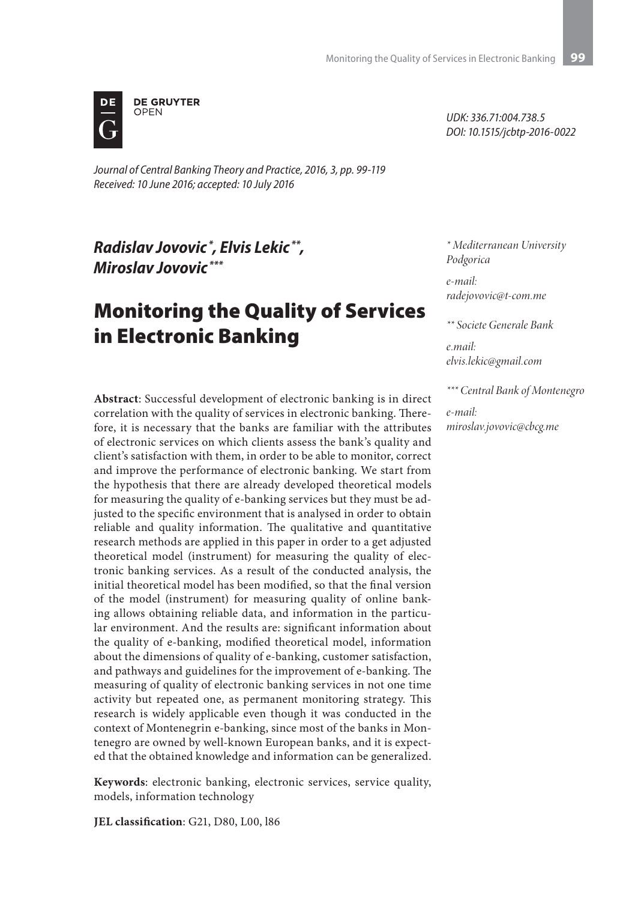DE GRUYTER
OPEN

UDK: 336.71:004.738.5
DOI: 10.1515/jcbtp-2016-0022

*Journal of Central Banking Theory and Practice, 2016, 3, pp. 99-119*
*Received: 10 June 2016; accepted: 10 July 2016*

***Radislav Jovovic [\*], Elvis Lekic [\*\*], Miroslav Jovovic [\*\*\*]***

# Monitoring the Quality of Services in Electronic Banking

*[\*] Mediterranean University Podgorica*

*e-mail: radejovovic@t-com.me*

*[\*\*] Societe Generale Bank*

*e.mail: elvis.lekic@gmail.com*

*[\*\*\*] Central Bank of Montenegro*

*e-mail: miroslav.jovovic@cbcg.me*

**Abstract**: Successful development of electronic banking is in direct correlation with the quality of services in electronic banking. Therefore, it is necessary that the banks are familiar with the attributes of electronic services on which clients assess the bank's quality and client's satisfaction with them, in order to be able to monitor, correct and improve the performance of electronic banking. We start from the hypothesis that there are already developed theoretical models for measuring the quality of e-banking services but they must be adjusted to the specific environment that is analysed in order to obtain reliable and quality information. The qualitative and quantitative research methods are applied in this paper in order to a get adjusted theoretical model (instrument) for measuring the quality of electronic banking services. As a result of the conducted analysis, the initial theoretical model has been modified, so that the final version of the model (instrument) for measuring quality of online banking allows obtaining reliable data, and information in the particular environment. And the results are: significant information about the quality of e-banking, modified theoretical model, information about the dimensions of quality of e-banking, customer satisfaction, and pathways and guidelines for the improvement of e-banking. The measuring of quality of electronic banking services in not one time activity but repeated one, as permanent monitoring strategy. This research is widely applicable even though it was conducted in the context of Montenegrin e-banking, since most of the banks in Montenegro are owned by well-known European banks, and it is expected that the obtained knowledge and information can be generalized.

**Keywords**: electronic banking, electronic services, service quality, models, information technology

**JEL classification**: G21, D80, L00, l86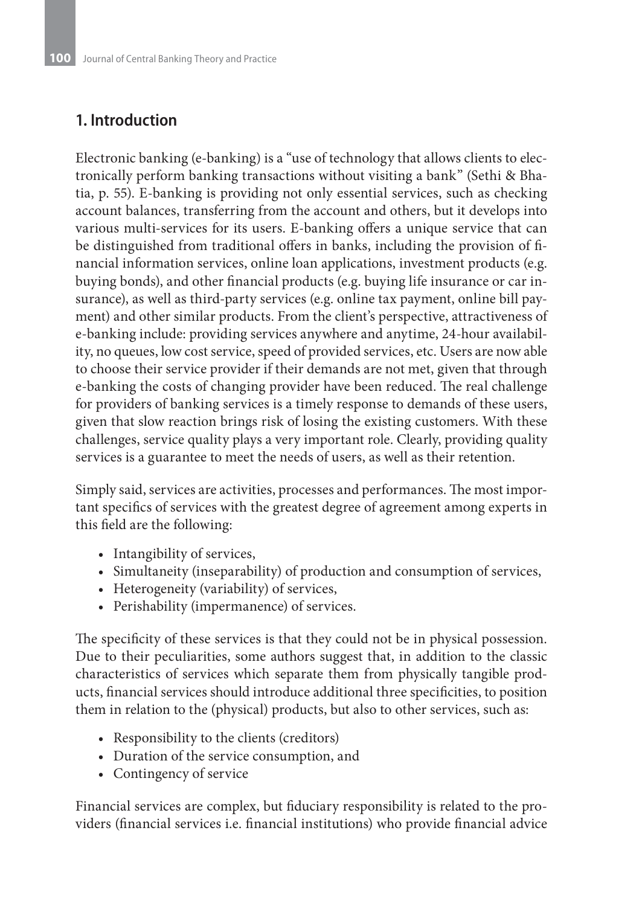## 1. Introduction

Electronic banking (e-banking) is a "use of technology that allows clients to electronically perform banking transactions without visiting a bank" (Sethi & Bhatia, p. 55). E-banking is providing not only essential services, such as checking account balances, transferring from the account and others, but it develops into various multi-services for its users. E-banking offers a unique service that can be distinguished from traditional offers in banks, including the provision of financial information services, online loan applications, investment products (e.g. buying bonds), and other financial products (e.g. buying life insurance or car insurance), as well as third-party services (e.g. online tax payment, online bill payment) and other similar products. From the client's perspective, attractiveness of e-banking include: providing services anywhere and anytime, 24-hour availability, no queues, low cost service, speed of provided services, etc. Users are now able to choose their service provider if their demands are not met, given that through e-banking the costs of changing provider have been reduced. The real challenge for providers of banking services is a timely response to demands of these users, given that slow reaction brings risk of losing the existing customers. With these challenges, service quality plays a very important role. Clearly, providing quality services is a guarantee to meet the needs of users, as well as their retention.

Simply said, services are activities, processes and performances. The most important specifics of services with the greatest degree of agreement among experts in this field are the following:

- Intangibility of services,
- Simultaneity (inseparability) of production and consumption of services,
- Heterogeneity (variability) of services,
- Perishability (impermanence) of services.

The specificity of these services is that they could not be in physical possession. Due to their peculiarities, some authors suggest that, in addition to the classic characteristics of services which separate them from physically tangible products, financial services should introduce additional three specificities, to position them in relation to the (physical) products, but also to other services, such as:

- Responsibility to the clients (creditors)
- Duration of the service consumption, and
- Contingency of service

Financial services are complex, but fiduciary responsibility is related to the providers (financial services i.e. financial institutions) who provide financial advice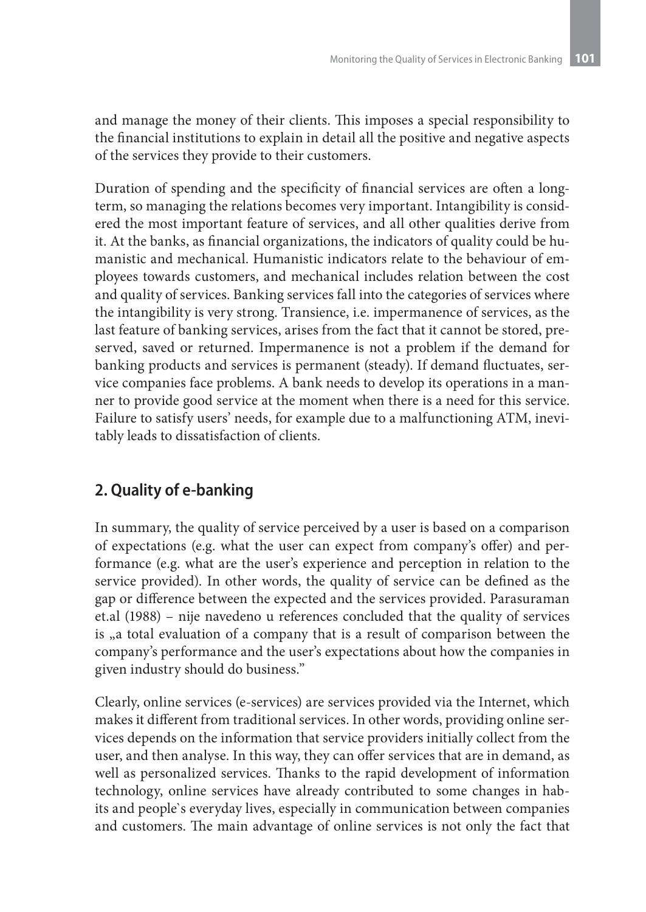and manage the money of their clients. This imposes a special responsibility to the financial institutions to explain in detail all the positive and negative aspects of the services they provide to their customers.

Duration of spending and the specificity of financial services are often a long-term, so managing the relations becomes very important. Intangibility is considered the most important feature of services, and all other qualities derive from it. At the banks, as financial organizations, the indicators of quality could be humanistic and mechanical. Humanistic indicators relate to the behaviour of employees towards customers, and mechanical includes relation between the cost and quality of services. Banking services fall into the categories of services where the intangibility is very strong. Transience, i.e. impermanence of services, as the last feature of banking services, arises from the fact that it cannot be stored, preserved, saved or returned. Impermanence is not a problem if the demand for banking products and services is permanent (steady). If demand fluctuates, service companies face problems. A bank needs to develop its operations in a manner to provide good service at the moment when there is a need for this service. Failure to satisfy users' needs, for example due to a malfunctioning ATM, inevitably leads to dissatisfaction of clients.

## 2. Quality of e-banking

In summary, the quality of service perceived by a user is based on a comparison of expectations (e.g. what the user can expect from company's offer) and performance (e.g. what are the user's experience and perception in relation to the service provided). In other words, the quality of service can be defined as the gap or difference between the expected and the services provided. Parasuraman et.al (1988) – nije navedeno u references concluded that the quality of services is „a total evaluation of a company that is a result of comparison between the company's performance and the user's expectations about how the companies in given industry should do business."

Clearly, online services (e-services) are services provided via the Internet, which makes it different from traditional services. In other words, providing online services depends on the information that service providers initially collect from the user, and then analyse. In this way, they can offer services that are in demand, as well as personalized services. Thanks to the rapid development of information technology, online services have already contributed to some changes in habits and people`s everyday lives, especially in communication between companies and customers. The main advantage of online services is not only the fact that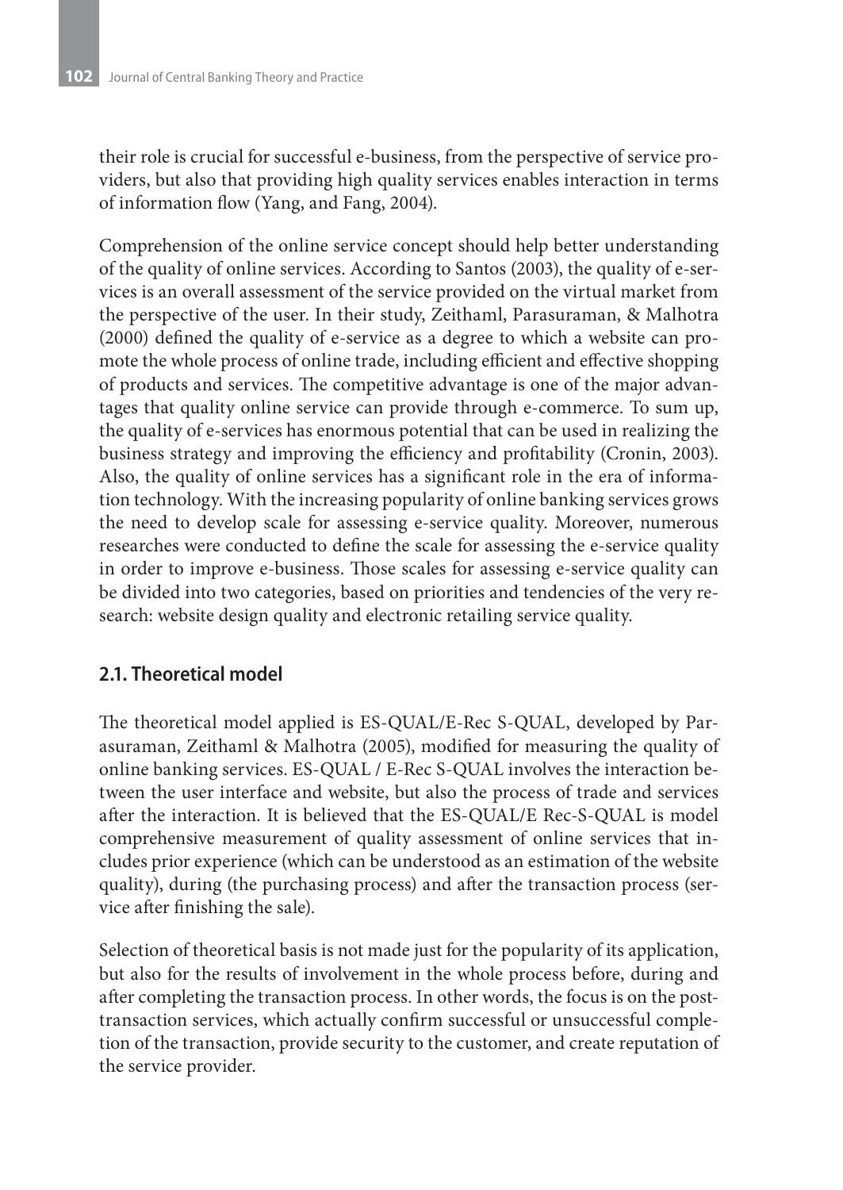their role is crucial for successful e-business, from the perspective of service providers, but also that providing high quality services enables interaction in terms of information flow (Yang, and Fang, 2004).

Comprehension of the online service concept should help better understanding of the quality of online services. According to Santos (2003), the quality of e-services is an overall assessment of the service provided on the virtual market from the perspective of the user. In their study, Zeithaml, Parasuraman, & Malhotra (2000) defined the quality of e-service as a degree to which a website can promote the whole process of online trade, including efficient and effective shopping of products and services. The competitive advantage is one of the major advantages that quality online service can provide through e-commerce. To sum up, the quality of e-services has enormous potential that can be used in realizing the business strategy and improving the efficiency and profitability (Cronin, 2003). Also, the quality of online services has a significant role in the era of information technology. With the increasing popularity of online banking services grows the need to develop scale for assessing e-service quality. Moreover, numerous researches were conducted to define the scale for assessing the e-service quality in order to improve e-business. Those scales for assessing e-service quality can be divided into two categories, based on priorities and tendencies of the very research: website design quality and electronic retailing service quality.

## 2.1. Theoretical model

The theoretical model applied is ES-QUAL/E-Rec S-QUAL, developed by Parasuraman, Zeithaml & Malhotra (2005), modified for measuring the quality of online banking services. ES-QUAL / E-Rec S-QUAL involves the interaction between the user interface and website, but also the process of trade and services after the interaction. It is believed that the ES-QUAL/E Rec-S-QUAL is model comprehensive measurement of quality assessment of online services that includes prior experience (which can be understood as an estimation of the website quality), during (the purchasing process) and after the transaction process (service after finishing the sale).

Selection of theoretical basis is not made just for the popularity of its application, but also for the results of involvement in the whole process before, during and after completing the transaction process. In other words, the focus is on the post-transaction services, which actually confirm successful or unsuccessful completion of the transaction, provide security to the customer, and create reputation of the service provider.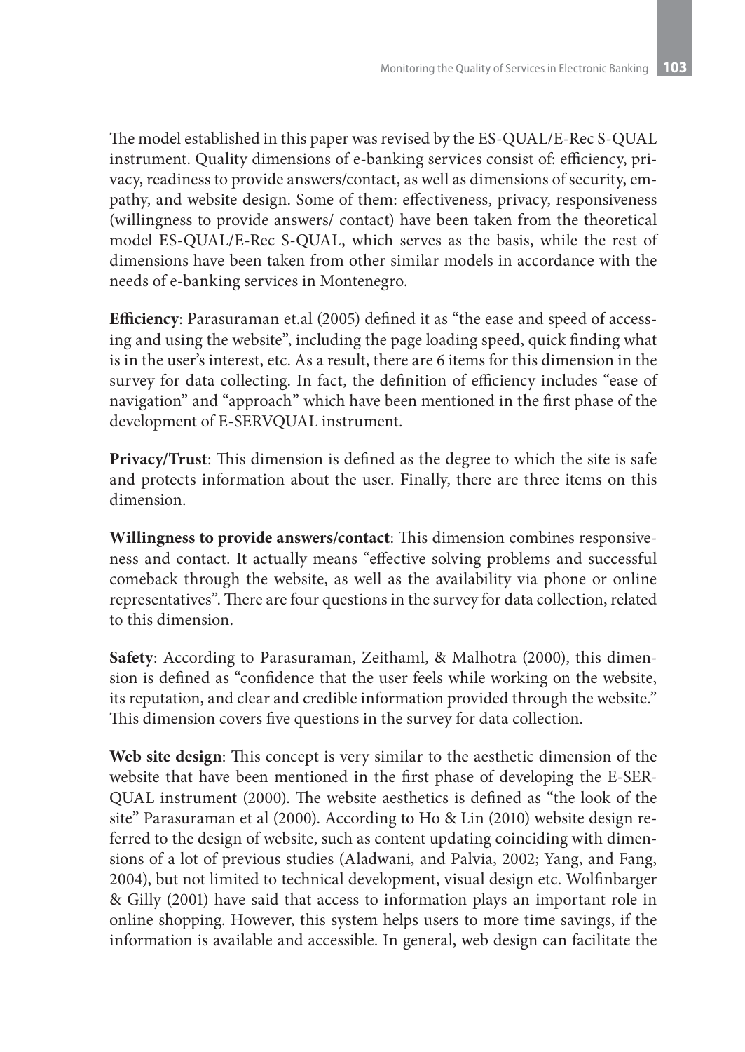The model established in this paper was revised by the ES-QUAL/E-Rec S-QUAL instrument. Quality dimensions of e-banking services consist of: efficiency, privacy, readiness to provide answers/contact, as well as dimensions of security, empathy, and website design. Some of them: effectiveness, privacy, responsiveness (willingness to provide answers/ contact) have been taken from the theoretical model ES-QUAL/E-Rec S-QUAL, which serves as the basis, while the rest of dimensions have been taken from other similar models in accordance with the needs of e-banking services in Montenegro.

**Efficiency**: Parasuraman et.al (2005) defined it as "the ease and speed of accessing and using the website", including the page loading speed, quick finding what is in the user's interest, etc. As a result, there are 6 items for this dimension in the survey for data collecting. In fact, the definition of efficiency includes "ease of navigation" and "approach" which have been mentioned in the first phase of the development of E-SERVQUAL instrument.

**Privacy/Trust**: This dimension is defined as the degree to which the site is safe and protects information about the user. Finally, there are three items on this dimension.

**Willingness to provide answers/contact**: This dimension combines responsiveness and contact. It actually means "effective solving problems and successful comeback through the website, as well as the availability via phone or online representatives". There are four questions in the survey for data collection, related to this dimension.

**Safety**: According to Parasuraman, Zeithaml, & Malhotra (2000), this dimension is defined as "confidence that the user feels while working on the website, its reputation, and clear and credible information provided through the website." This dimension covers five questions in the survey for data collection.

**Web site design**: This concept is very similar to the aesthetic dimension of the website that have been mentioned in the first phase of developing the E-SERQUAL instrument (2000). The website aesthetics is defined as "the look of the site" Parasuraman et al (2000). According to Ho & Lin (2010) website design referred to the design of website, such as content updating coinciding with dimensions of a lot of previous studies (Aladwani, and Palvia, 2002; Yang, and Fang, 2004), but not limited to technical development, visual design etc. Wolfinbarger & Gilly (2001) have said that access to information plays an important role in online shopping. However, this system helps users to more time savings, if the information is available and accessible. In general, web design can facilitate the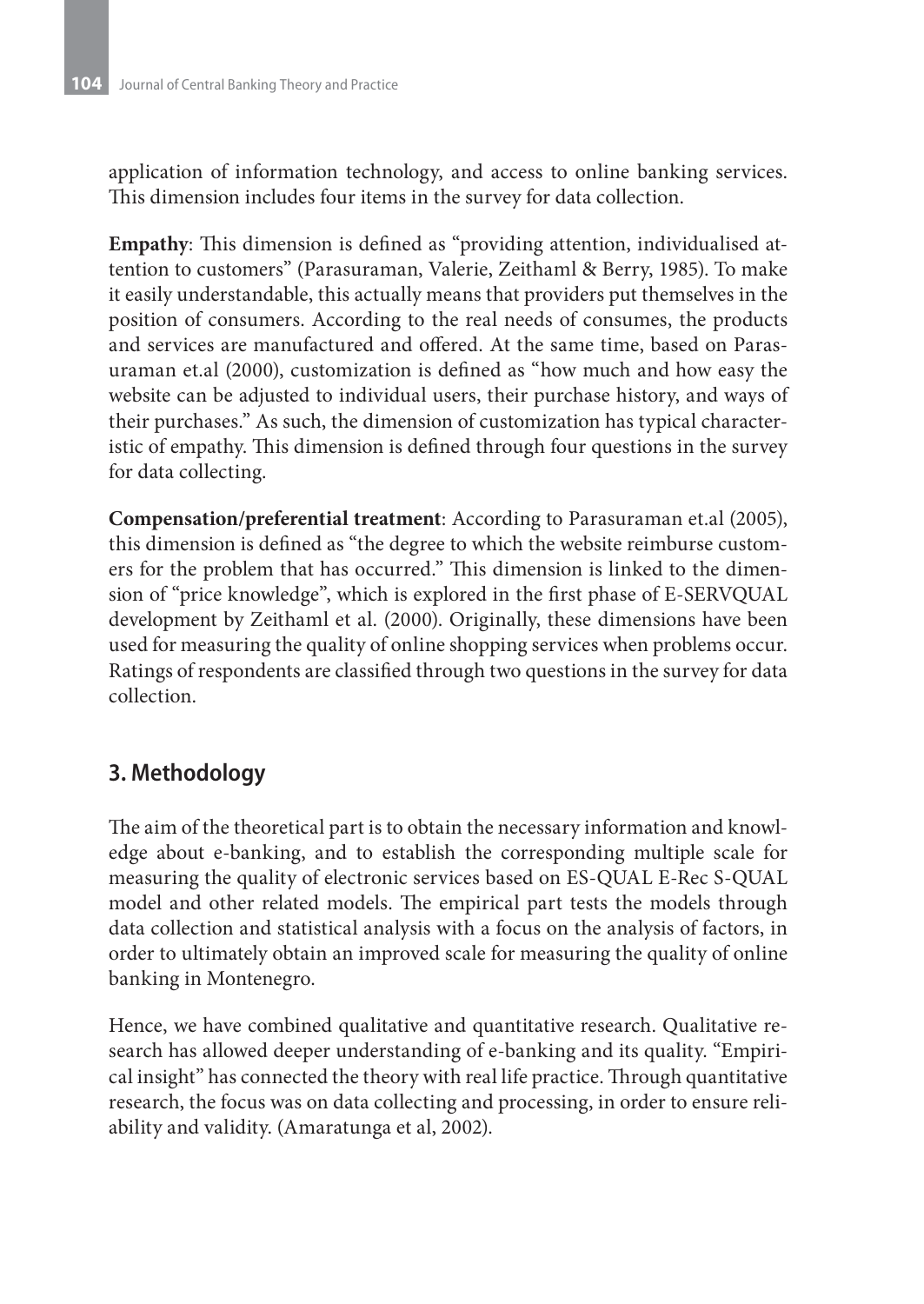application of information technology, and access to online banking services. This dimension includes four items in the survey for data collection.

**Empathy**: This dimension is defined as "providing attention, individualised attention to customers" (Parasuraman, Valerie, Zeithaml & Berry, 1985). To make it easily understandable, this actually means that providers put themselves in the position of consumers. According to the real needs of consumes, the products and services are manufactured and offered. At the same time, based on Parasuraman et.al (2000), customization is defined as "how much and how easy the website can be adjusted to individual users, their purchase history, and ways of their purchases." As such, the dimension of customization has typical characteristic of empathy. This dimension is defined through four questions in the survey for data collecting.

**Compensation/preferential treatment**: According to Parasuraman et.al (2005), this dimension is defined as "the degree to which the website reimburse customers for the problem that has occurred." This dimension is linked to the dimension of "price knowledge", which is explored in the first phase of E-SERVQUAL development by Zeithaml et al. (2000). Originally, these dimensions have been used for measuring the quality of online shopping services when problems occur. Ratings of respondents are classified through two questions in the survey for data collection.

## 3. Methodology

The aim of the theoretical part is to obtain the necessary information and knowledge about e-banking, and to establish the corresponding multiple scale for measuring the quality of electronic services based on ES-QUAL E-Rec S-QUAL model and other related models. The empirical part tests the models through data collection and statistical analysis with a focus on the analysis of factors, in order to ultimately obtain an improved scale for measuring the quality of online banking in Montenegro.

Hence, we have combined qualitative and quantitative research. Qualitative research has allowed deeper understanding of e-banking and its quality. "Empirical insight" has connected the theory with real life practice. Through quantitative research, the focus was on data collecting and processing, in order to ensure reliability and validity. (Amaratunga et al, 2002).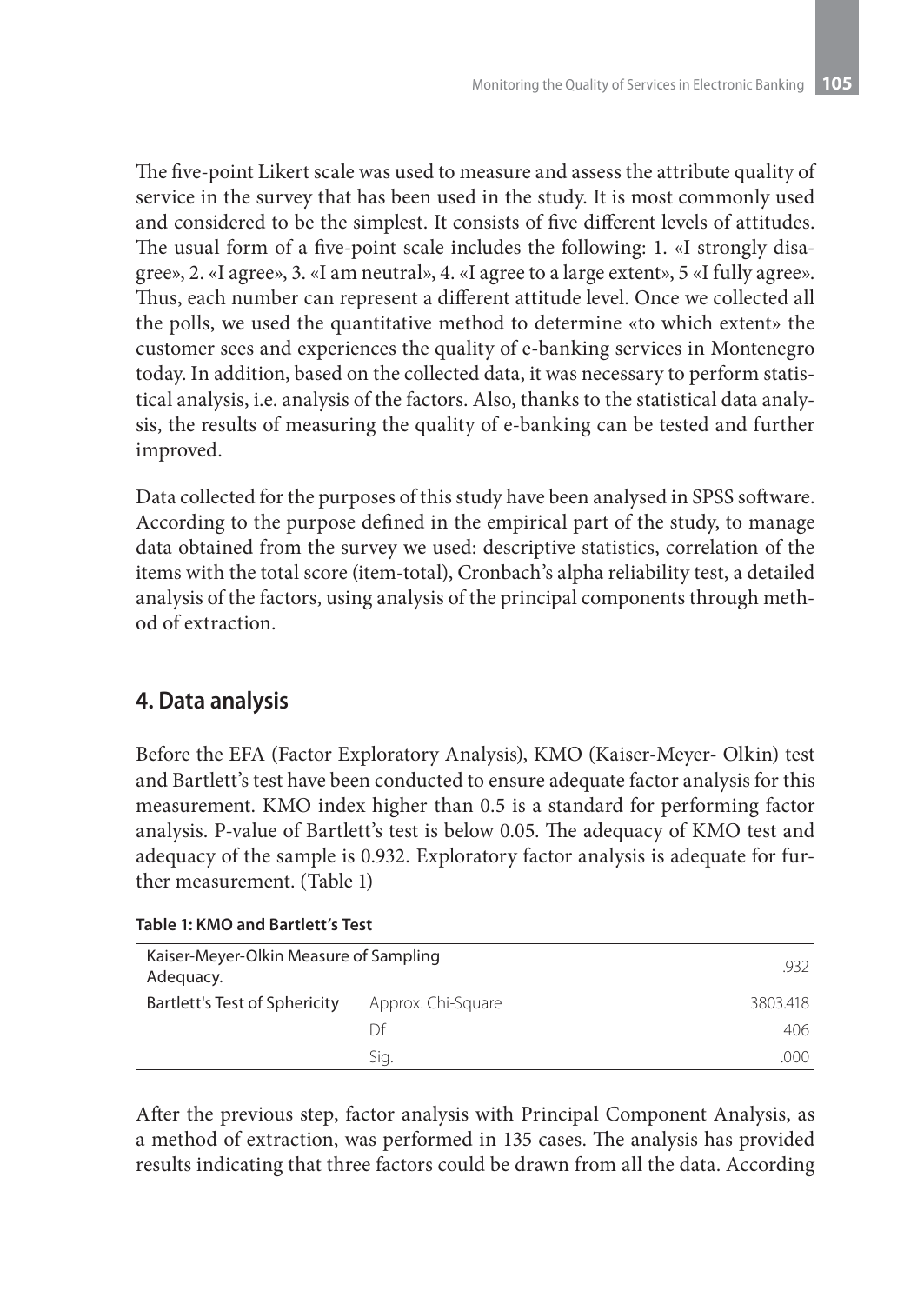The five-point Likert scale was used to measure and assess the attribute quality of service in the survey that has been used in the study. It is most commonly used and considered to be the simplest. It consists of five different levels of attitudes. The usual form of a five-point scale includes the following: 1. «I strongly disagree», 2. «I agree», 3. «I am neutral», 4. «I agree to a large extent», 5 «I fully agree». Thus, each number can represent a different attitude level. Once we collected all the polls, we used the quantitative method to determine «to which extent» the customer sees and experiences the quality of e-banking services in Montenegro today. In addition, based on the collected data, it was necessary to perform statistical analysis, i.e. analysis of the factors. Also, thanks to the statistical data analysis, the results of measuring the quality of e-banking can be tested and further improved.

Data collected for the purposes of this study have been analysed in SPSS software. According to the purpose defined in the empirical part of the study, to manage data obtained from the survey we used: descriptive statistics, correlation of the items with the total score (item-total), Cronbach's alpha reliability test, a detailed analysis of the factors, using analysis of the principal components through method of extraction.

## 4. Data analysis

Before the EFA (Factor Exploratory Analysis), KMO (Kaiser-Meyer- Olkin) test and Bartlett's test have been conducted to ensure adequate factor analysis for this measurement. KMO index higher than 0.5 is a standard for performing factor analysis. P-value of Bartlett's test is below 0.05. The adequacy of KMO test and adequacy of the sample is 0.932. Exploratory factor analysis is adequate for further measurement. (Table 1)

**Table 1: KMO and Bartlett's Test**

| Kaiser-Meyer-Olkin Measure of Sampling Adequacy. | | .932 |
|---|---|---|
| Bartlett's Test of Sphericity | Approx. Chi-Square | 3803.418 |
| | Df | 406 |
| | Sig. | .000 |

After the previous step, factor analysis with Principal Component Analysis, as a method of extraction, was performed in 135 cases. The analysis has provided results indicating that three factors could be drawn from all the data. According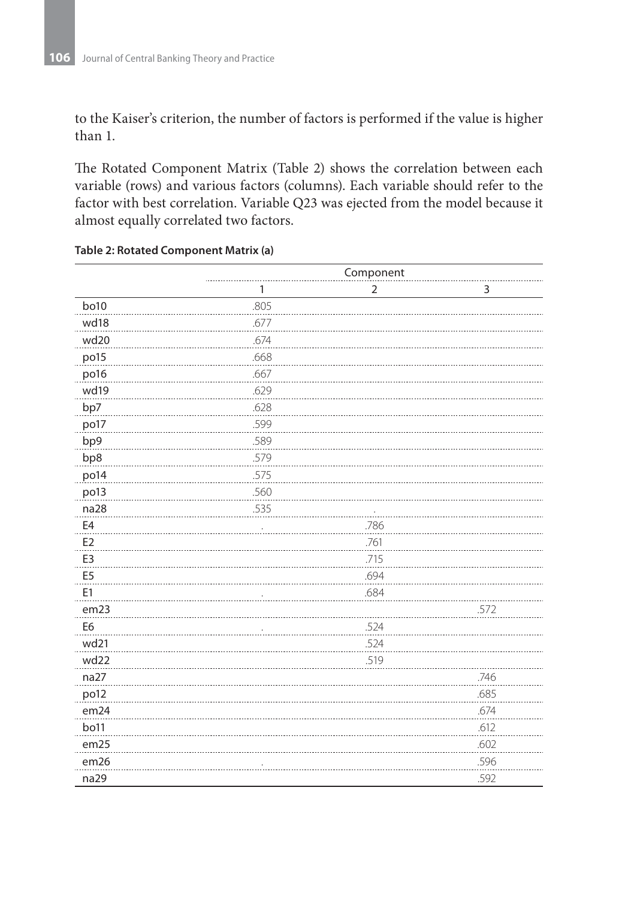to the Kaiser's criterion, the number of factors is performed if the value is higher than 1.

The Rotated Component Matrix (Table 2) shows the correlation between each variable (rows) and various factors (columns). Each variable should refer to the factor with best correlation. Variable Q23 was ejected from the model because it almost equally correlated two factors.

**Table 2: Rotated Component Matrix (a)**

| | Component | | |
|---|---|---|---|
| | 1 | 2 | 3 |
| bo10 | .805 | | |
| wd18 | .677 | | |
| wd20 | .674 | | |
| po15 | .668 | | |
| po16 | .667 | | |
| wd19 | .629 | | |
| bp7 | .628 | | |
| po17 | .599 | | |
| bp9 | .589 | | |
| bp8 | .579 | | |
| po14 | .575 | | |
| po13 | .560 | | |
| na28 | .535 | . | |
| E4 | . | .786 | |
| E2 | | .761 | |
| E3 | | .715 | |
| E5 | | .694 | |
| E1 | . | .684 | |
| em23 | | | .572 |
| E6 | . | .524 | |
| wd21 | | .524 | |
| wd22 | | .519 | |
| na27 | | | .746 |
| po12 | | | .685 |
| em24 | | | .674 |
| bo11 | | | .612 |
| em25 | | | .602 |
| em26 | . | | .596 |
| na29 | | | .592 |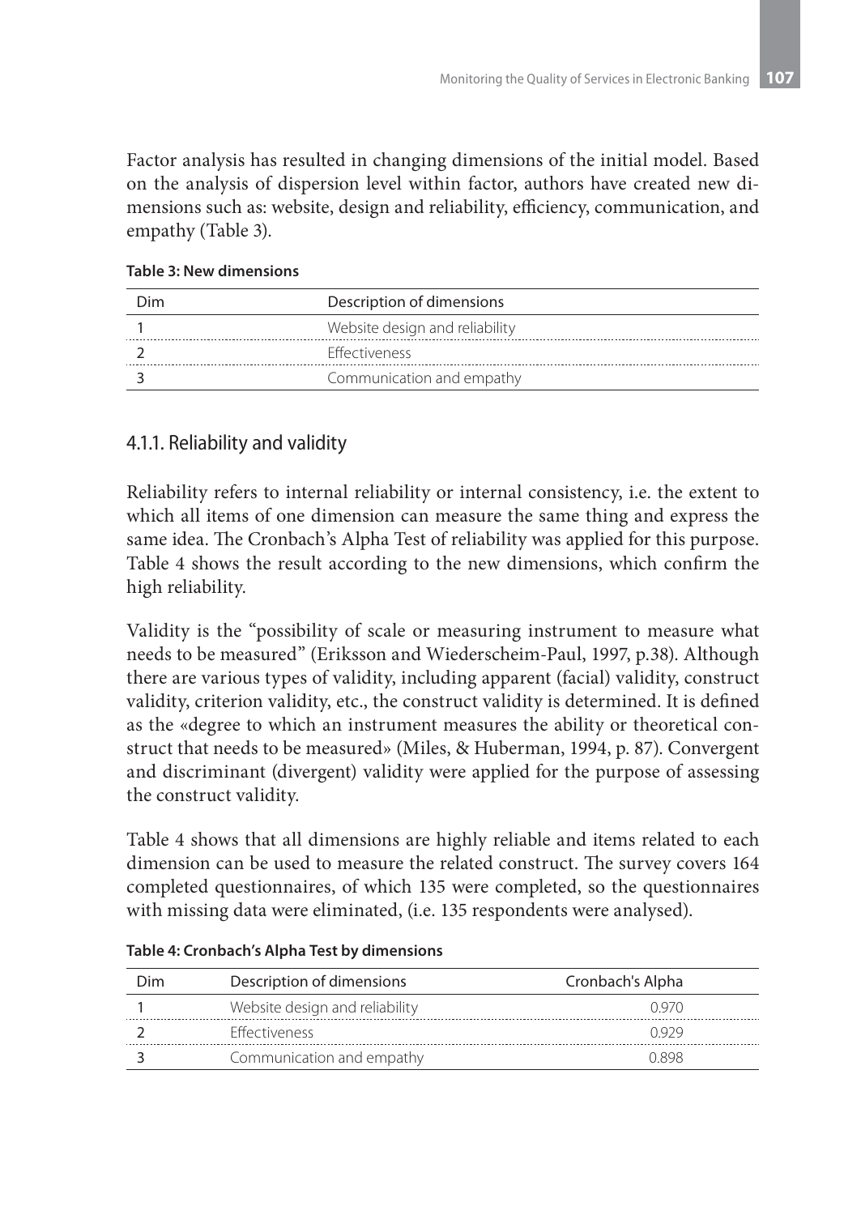Factor analysis has resulted in changing dimensions of the initial model. Based on the analysis of dispersion level within factor, authors have created new dimensions such as: website, design and reliability, efficiency, communication, and empathy (Table 3).

**Table 3: New dimensions**

| Dim | Description of dimensions |
|---|---|
| 1 | Website design and reliability |
| 2 | Effectiveness |
| 3 | Communication and empathy |

### 4.1.1. Reliability and validity

Reliability refers to internal reliability or internal consistency, i.e. the extent to which all items of one dimension can measure the same thing and express the same idea. The Cronbach's Alpha Test of reliability was applied for this purpose. Table 4 shows the result according to the new dimensions, which confirm the high reliability.

Validity is the "possibility of scale or measuring instrument to measure what needs to be measured" (Eriksson and Wiederscheim-Paul, 1997, p.38). Although there are various types of validity, including apparent (facial) validity, construct validity, criterion validity, etc., the construct validity is determined. It is defined as the «degree to which an instrument measures the ability or theoretical construct that needs to be measured» (Miles, & Huberman, 1994, p. 87). Convergent and discriminant (divergent) validity were applied for the purpose of assessing the construct validity.

Table 4 shows that all dimensions are highly reliable and items related to each dimension can be used to measure the related construct. The survey covers 164 completed questionnaires, of which 135 were completed, so the questionnaires with missing data were eliminated, (i.e. 135 respondents were analysed).

**Table 4: Cronbach's Alpha Test by dimensions**

| Dim | Description of dimensions | Cronbach's Alpha |
|---|---|---|
| 1 | Website design and reliability | 0.970 |
| 2 | Effectiveness | 0.929 |
| 3 | Communication and empathy | 0.898 |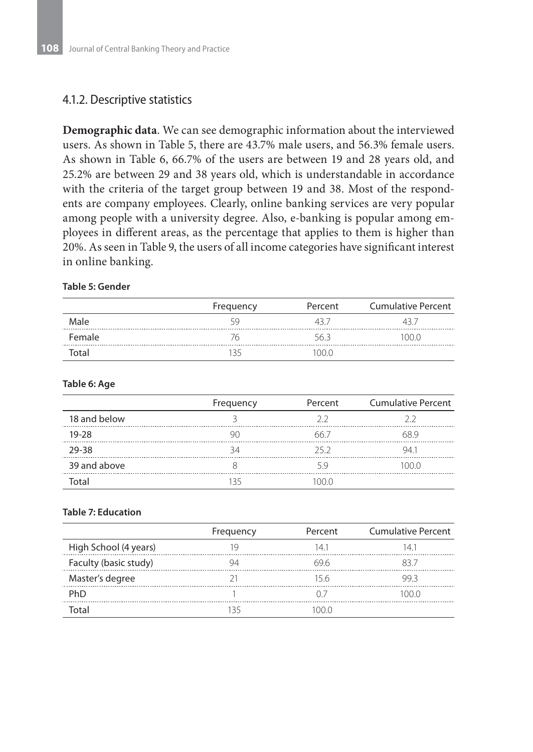### 4.1.2. Descriptive statistics

**Demographic data**. We can see demographic information about the interviewed users. As shown in Table 5, there are 43.7% male users, and 56.3% female users. As shown in Table 6, 66.7% of the users are between 19 and 28 years old, and 25.2% are between 29 and 38 years old, which is understandable in accordance with the criteria of the target group between 19 and 38. Most of the respondents are company employees. Clearly, online banking services are very popular among people with a university degree. Also, e-banking is popular among employees in different areas, as the percentage that applies to them is higher than 20%. As seen in Table 9, the users of all income categories have significant interest in online banking.

**Table 5: Gender**

| | Frequency | Percent | Cumulative Percent |
|---|---|---|---|
| Male | 59 | 43.7 | 43.7 |
| Female | 76 | 56.3 | 100.0 |
| Total | 135 | 100.0 | |

**Table 6: Age**

| | Frequency | Percent | Cumulative Percent |
|---|---|---|---|
| 18 and below | 3 | 2.2 | 2.2 |
| 19-28 | 90 | 66.7 | 68.9 |
| 29-38 | 34 | 25.2 | 94.1 |
| 39 and above | 8 | 5.9 | 100.0 |
| Total | 135 | 100.0 | |

**Table 7: Education**

| | Frequency | Percent | Cumulative Percent |
|---|---|---|---|
| High School (4 years) | 19 | 14.1 | 14.1 |
| Faculty (basic study) | 94 | 69.6 | 83.7 |
| Master's degree | 21 | 15.6 | 99.3 |
| PhD | 1 | 0.7 | 100.0 |
| Total | 135 | 100.0 | |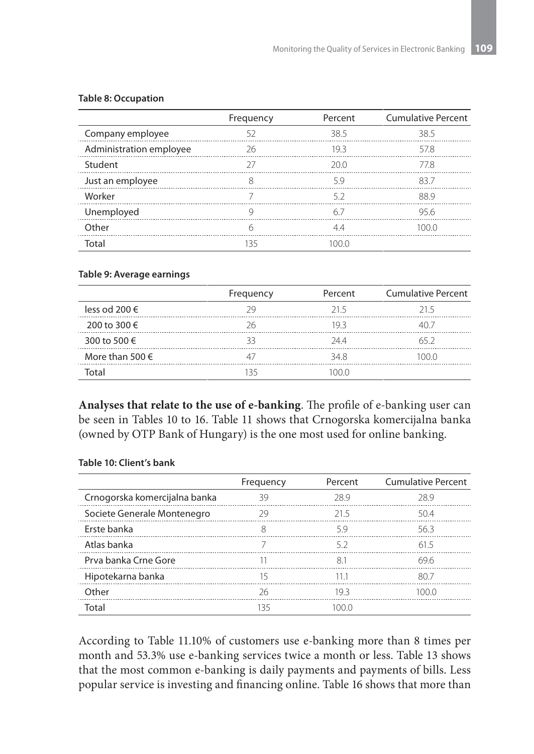**Table 8: Occupation**

| | Frequency | Percent | Cumulative Percent |
|---|---|---|---|
| Company employee | 52 | 38.5 | 38.5 |
| Administration employee | 26 | 19.3 | 57.8 |
| Student | 27 | 20.0 | 77.8 |
| Just an employee | 8 | 5.9 | 83.7 |
| Worker | 7 | 5.2 | 88.9 |
| Unemployed | 9 | 6.7 | 95.6 |
| Other | 6 | 4.4 | 100.0 |
| Total | 135 | 100.0 | |

**Table 9: Average earnings**

| | Frequency | Percent | Cumulative Percent |
|---|---|---|---|
| less od 200 € | 29 | 21.5 | 21.5 |
| 200 to 300 € | 26 | 19.3 | 40.7 |
| 300 to 500 € | 33 | 24.4 | 65.2 |
| More than 500 € | 47 | 34.8 | 100.0 |
| Total | 135 | 100.0 | |

**Analyses that relate to the use of e-banking**. The profile of e-banking user can be seen in Tables 10 to 16. Table 11 shows that Crnogorska komercijalna banka (owned by OTP Bank of Hungary) is the one most used for online banking.

**Table 10: Client's bank**

| | Frequency | Percent | Cumulative Percent |
|---|---|---|---|
| Crnogorska komercijalna banka | 39 | 28.9 | 28.9 |
| Societe Generale Montenegro | 29 | 21.5 | 50.4 |
| Erste banka | 8 | 5.9 | 56.3 |
| Atlas banka | 7 | 5.2 | 61.5 |
| Prva banka Crne Gore | 11 | 8.1 | 69.6 |
| Hipotekarna banka | 15 | 11.1 | 80.7 |
| Other | 26 | 19.3 | 100.0 |
| Total | 135 | 100.0 | |

According to Table 11.10% of customers use e-banking more than 8 times per month and 53.3% use e-banking services twice a month or less. Table 13 shows that the most common e-banking is daily payments and payments of bills. Less popular service is investing and financing online. Table 16 shows that more than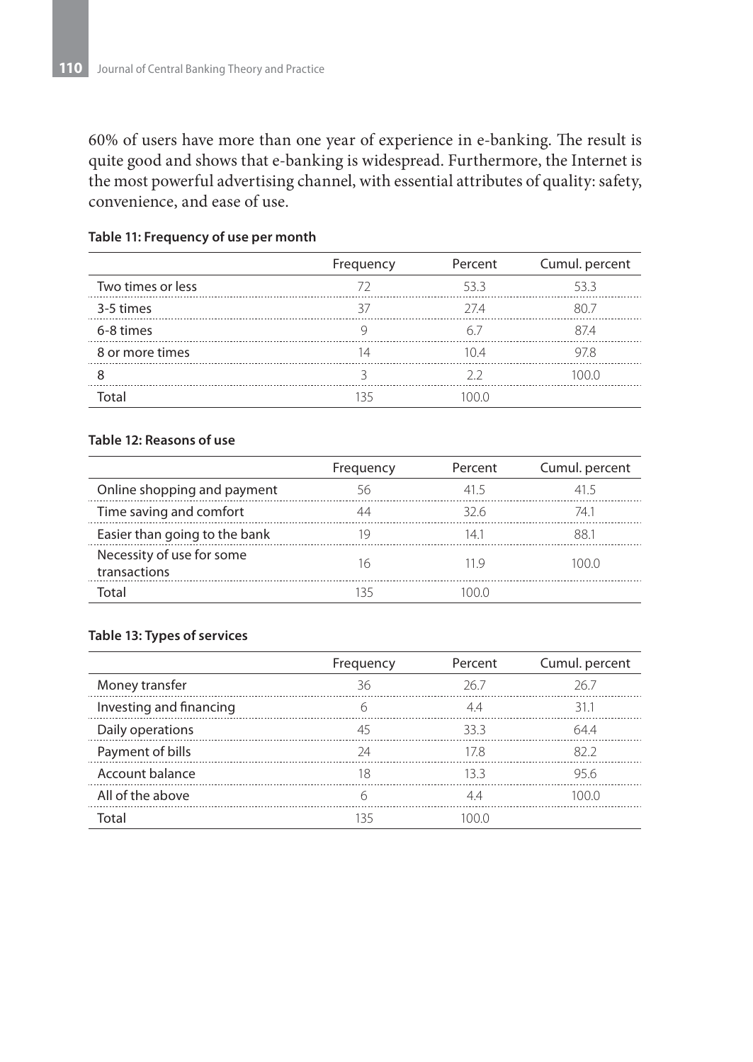60% of users have more than one year of experience in e-banking. The result is quite good and shows that e-banking is widespread. Furthermore, the Internet is the most powerful advertising channel, with essential attributes of quality: safety, convenience, and ease of use.

**Table 11: Frequency of use per month**

| | Frequency | Percent | Cumul. percent |
|---|---|---|---|
| Two times or less | 72 | 53.3 | 53.3 |
| 3-5 times | 37 | 27.4 | 80.7 |
| 6-8 times | 9 | 6.7 | 87.4 |
| 8 or more times | 14 | 10.4 | 97.8 |
| 8 | 3 | 2.2 | 100.0 |
| Total | 135 | 100.0 | |

**Table 12: Reasons of use**

| | Frequency | Percent | Cumul. percent |
|---|---|---|---|
| Online shopping and payment | 56 | 41.5 | 41.5 |
| Time saving and comfort | 44 | 32.6 | 74.1 |
| Easier than going to the bank | 19 | 14.1 | 88.1 |
| Necessity of use for some transactions | 16 | 11.9 | 100.0 |
| Total | 135 | 100.0 | |

**Table 13: Types of services**

| | Frequency | Percent | Cumul. percent |
|---|---|---|---|
| Money transfer | 36 | 26.7 | 26.7 |
| Investing and financing | 6 | 4.4 | 31.1 |
| Daily operations | 45 | 33.3 | 64.4 |
| Payment of bills | 24 | 17.8 | 82.2 |
| Account balance | 18 | 13.3 | 95.6 |
| All of the above | 6 | 4.4 | 100.0 |
| Total | 135 | 100.0 | |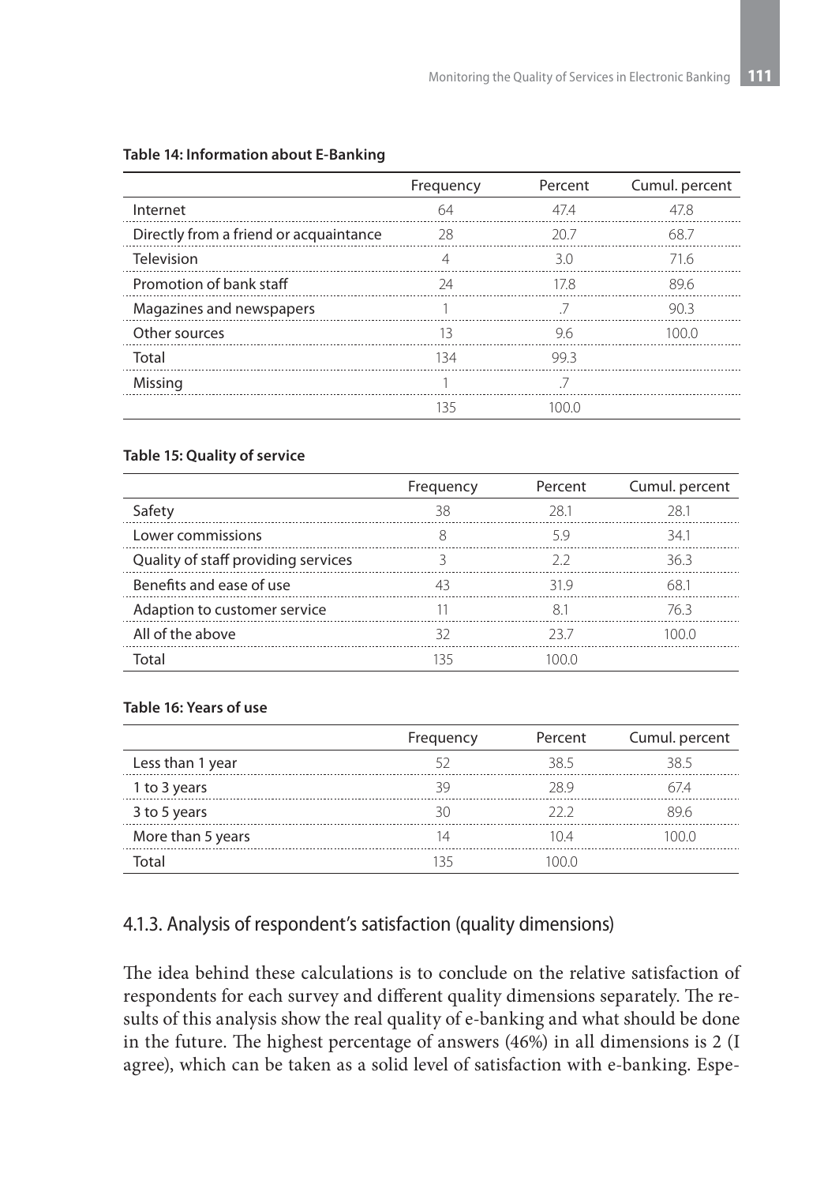**Table 14: Information about E-Banking**

| | Frequency | Percent | Cumul. percent |
|---|---|---|---|
| Internet | 64 | 47.4 | 47.8 |
| Directly from a friend or acquaintance | 28 | 20.7 | 68.7 |
| Television | 4 | 3.0 | 71.6 |
| Promotion of bank staff | 24 | 17.8 | 89.6 |
| Magazines and newspapers | 1 | .7 | 90.3 |
| Other sources | 13 | 9.6 | 100.0 |
| Total | 134 | 99.3 | |
| Missing | 1 | .7 | |
| | 135 | 100.0 | |

**Table 15: Quality of service**

| | Frequency | Percent | Cumul. percent |
|---|---|---|---|
| Safety | 38 | 28.1 | 28.1 |
| Lower commissions | 8 | 5.9 | 34.1 |
| Quality of staff providing services | 3 | 2.2 | 36.3 |
| Benefits and ease of use | 43 | 31.9 | 68.1 |
| Adaption to customer service | 11 | 8.1 | 76.3 |
| All of the above | 32 | 23.7 | 100.0 |
| Total | 135 | 100.0 | |

**Table 16: Years of use**

| | Frequency | Percent | Cumul. percent |
|---|---|---|---|
| Less than 1 year | 52 | 38.5 | 38.5 |
| 1 to 3 years | 39 | 28.9 | 67.4 |
| 3 to 5 years | 30 | 22.2 | 89.6 |
| More than 5 years | 14 | 10.4 | 100.0 |
| Total | 135 | 100.0 | |

### 4.1.3. Analysis of respondent's satisfaction (quality dimensions)

The idea behind these calculations is to conclude on the relative satisfaction of respondents for each survey and different quality dimensions separately. The results of this analysis show the real quality of e-banking and what should be done in the future. The highest percentage of answers (46%) in all dimensions is 2 (I agree), which can be taken as a solid level of satisfaction with e-banking. Espe-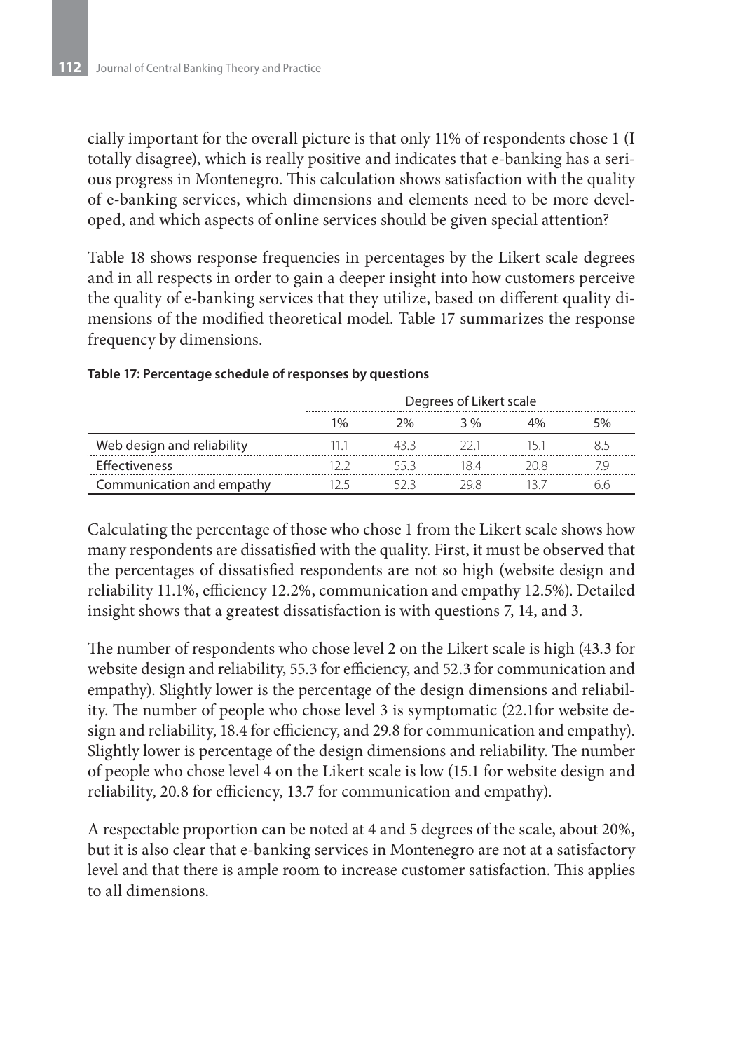cially important for the overall picture is that only 11% of respondents chose 1 (I totally disagree), which is really positive and indicates that e-banking has a serious progress in Montenegro. This calculation shows satisfaction with the quality of e-banking services, which dimensions and elements need to be more developed, and which aspects of online services should be given special attention?

Table 18 shows response frequencies in percentages by the Likert scale degrees and in all respects in order to gain a deeper insight into how customers perceive the quality of e-banking services that they utilize, based on different quality dimensions of the modified theoretical model. Table 17 summarizes the response frequency by dimensions.

**Table 17: Percentage schedule of responses by questions**

| | Degrees of Likert scale | | | | |
|---|---|---|---|---|---|
| | 1% | 2% | 3 % | 4% | 5% |
| Web design and reliability | 11.1 | 43.3 | 22.1 | 15.1 | 8.5 |
| Effectiveness | 12.2 | 55.3 | 18.4 | 20.8 | 7.9 |
| Communication and empathy | 12.5 | 52.3 | 29.8 | 13.7 | 6.6 |

Calculating the percentage of those who chose 1 from the Likert scale shows how many respondents are dissatisfied with the quality. First, it must be observed that the percentages of dissatisfied respondents are not so high (website design and reliability 11.1%, efficiency 12.2%, communication and empathy 12.5%). Detailed insight shows that a greatest dissatisfaction is with questions 7, 14, and 3.

The number of respondents who chose level 2 on the Likert scale is high (43.3 for website design and reliability, 55.3 for efficiency, and 52.3 for communication and empathy). Slightly lower is the percentage of the design dimensions and reliability. The number of people who chose level 3 is symptomatic (22.1for website design and reliability, 18.4 for efficiency, and 29.8 for communication and empathy). Slightly lower is percentage of the design dimensions and reliability. The number of people who chose level 4 on the Likert scale is low (15.1 for website design and reliability, 20.8 for efficiency, 13.7 for communication and empathy).

A respectable proportion can be noted at 4 and 5 degrees of the scale, about 20%, but it is also clear that e-banking services in Montenegro are not at a satisfactory level and that there is ample room to increase customer satisfaction. This applies to all dimensions.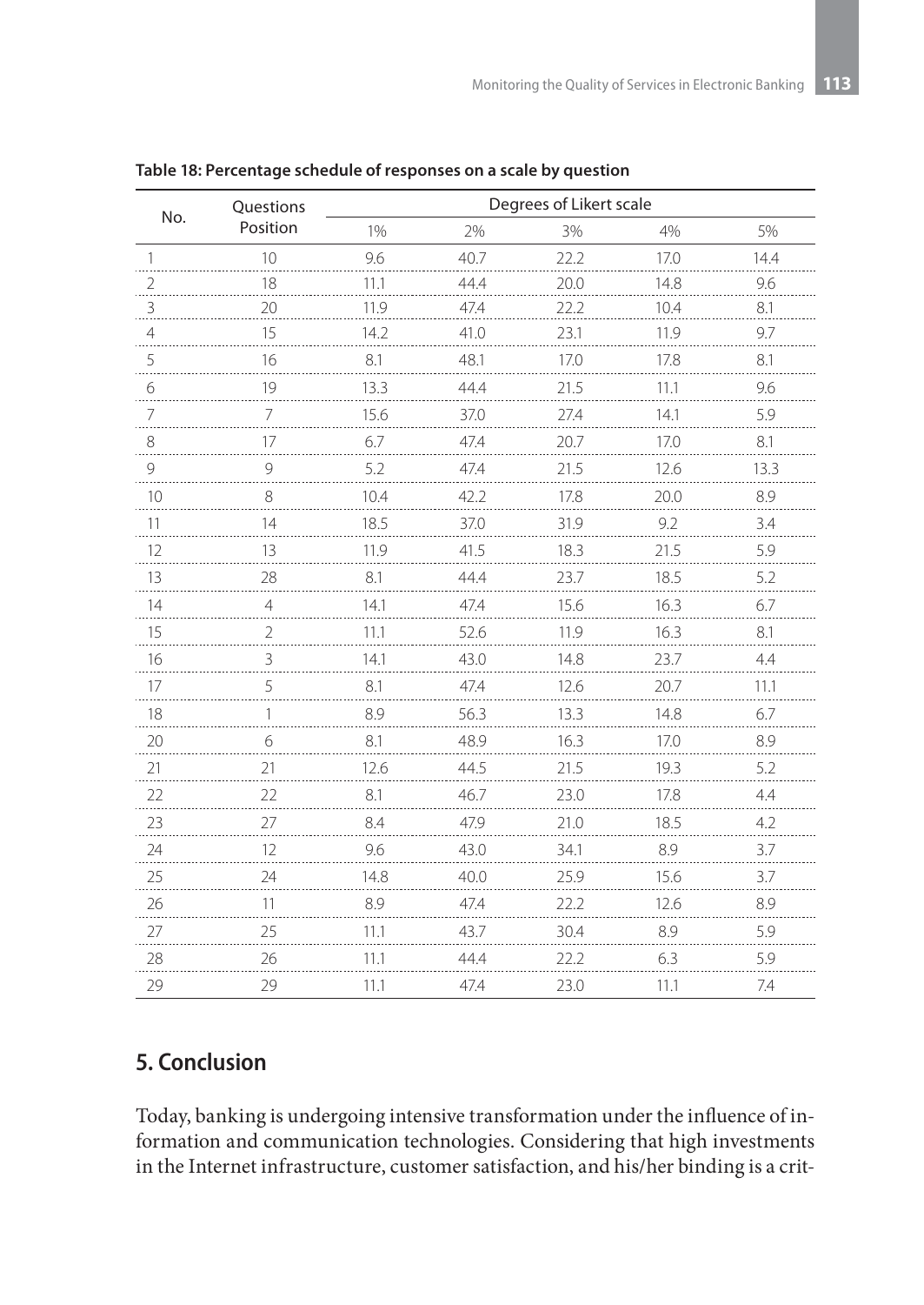**Table 18: Percentage schedule of responses on a scale by question**

| No. | Questions Position | Degrees of Likert scale | | | | |
|---|---|---|---|---|---|---|
| | | 1% | 2% | 3% | 4% | 5% |
| 1 | 10 | 9.6 | 40.7 | 22.2 | 17.0 | 14.4 |
| 2 | 18 | 11.1 | 44.4 | 20.0 | 14.8 | 9.6 |
| 3 | 20 | 11.9 | 47.4 | 22.2 | 10.4 | 8.1 |
| 4 | 15 | 14.2 | 41.0 | 23.1 | 11.9 | 9.7 |
| 5 | 16 | 8.1 | 48.1 | 17.0 | 17.8 | 8.1 |
| 6 | 19 | 13.3 | 44.4 | 21.5 | 11.1 | 9.6 |
| 7 | 7 | 15.6 | 37.0 | 27.4 | 14.1 | 5.9 |
| 8 | 17 | 6.7 | 47.4 | 20.7 | 17.0 | 8.1 |
| 9 | 9 | 5.2 | 47.4 | 21.5 | 12.6 | 13.3 |
| 10 | 8 | 10.4 | 42.2 | 17.8 | 20.0 | 8.9 |
| 11 | 14 | 18.5 | 37.0 | 31.9 | 9.2 | 3.4 |
| 12 | 13 | 11.9 | 41.5 | 18.3 | 21.5 | 5.9 |
| 13 | 28 | 8.1 | 44.4 | 23.7 | 18.5 | 5.2 |
| 14 | 4 | 14.1 | 47.4 | 15.6 | 16.3 | 6.7 |
| 15 | 2 | 11.1 | 52.6 | 11.9 | 16.3 | 8.1 |
| 16 | 3 | 14.1 | 43.0 | 14.8 | 23.7 | 4.4 |
| 17 | 5 | 8.1 | 47.4 | 12.6 | 20.7 | 11.1 |
| 18 | 1 | 8.9 | 56.3 | 13.3 | 14.8 | 6.7 |
| 20 | 6 | 8.1 | 48.9 | 16.3 | 17.0 | 8.9 |
| 21 | 21 | 12.6 | 44.5 | 21.5 | 19.3 | 5.2 |
| 22 | 22 | 8.1 | 46.7 | 23.0 | 17.8 | 4.4 |
| 23 | 27 | 8.4 | 47.9 | 21.0 | 18.5 | 4.2 |
| 24 | 12 | 9.6 | 43.0 | 34.1 | 8.9 | 3.7 |
| 25 | 24 | 14.8 | 40.0 | 25.9 | 15.6 | 3.7 |
| 26 | 11 | 8.9 | 47.4 | 22.2 | 12.6 | 8.9 |
| 27 | 25 | 11.1 | 43.7 | 30.4 | 8.9 | 5.9 |
| 28 | 26 | 11.1 | 44.4 | 22.2 | 6.3 | 5.9 |
| 29 | 29 | 11.1 | 47.4 | 23.0 | 11.1 | 7.4 |

## 5. Conclusion

Today, banking is undergoing intensive transformation under the influence of information and communication technologies. Considering that high investments in the Internet infrastructure, customer satisfaction, and his/her binding is a crit-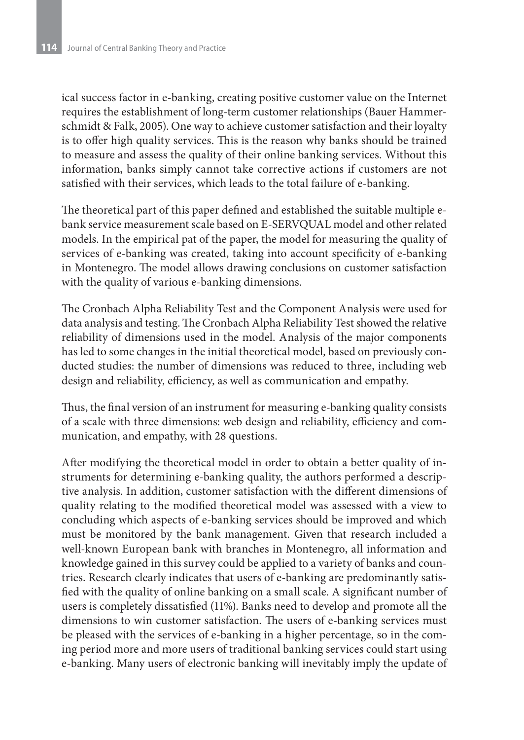ical success factor in e-banking, creating positive customer value on the Internet requires the establishment of long-term customer relationships (Bauer Hammerschmidt & Falk, 2005). One way to achieve customer satisfaction and their loyalty is to offer high quality services. This is the reason why banks should be trained to measure and assess the quality of their online banking services. Without this information, banks simply cannot take corrective actions if customers are not satisfied with their services, which leads to the total failure of e-banking.

The theoretical part of this paper defined and established the suitable multiple e-bank service measurement scale based on E-SERVQUAL model and other related models. In the empirical pat of the paper, the model for measuring the quality of services of e-banking was created, taking into account specificity of e-banking in Montenegro. The model allows drawing conclusions on customer satisfaction with the quality of various e-banking dimensions.

The Cronbach Alpha Reliability Test and the Component Analysis were used for data analysis and testing. The Cronbach Alpha Reliability Test showed the relative reliability of dimensions used in the model. Analysis of the major components has led to some changes in the initial theoretical model, based on previously conducted studies: the number of dimensions was reduced to three, including web design and reliability, efficiency, as well as communication and empathy.

Thus, the final version of an instrument for measuring e-banking quality consists of a scale with three dimensions: web design and reliability, efficiency and communication, and empathy, with 28 questions.

After modifying the theoretical model in order to obtain a better quality of instruments for determining e-banking quality, the authors performed a descriptive analysis. In addition, customer satisfaction with the different dimensions of quality relating to the modified theoretical model was assessed with a view to concluding which aspects of e-banking services should be improved and which must be monitored by the bank management. Given that research included a well-known European bank with branches in Montenegro, all information and knowledge gained in this survey could be applied to a variety of banks and countries. Research clearly indicates that users of e-banking are predominantly satisfied with the quality of online banking on a small scale. A significant number of users is completely dissatisfied (11%). Banks need to develop and promote all the dimensions to win customer satisfaction. The users of e-banking services must be pleased with the services of e-banking in a higher percentage, so in the coming period more and more users of traditional banking services could start using e-banking. Many users of electronic banking will inevitably imply the update of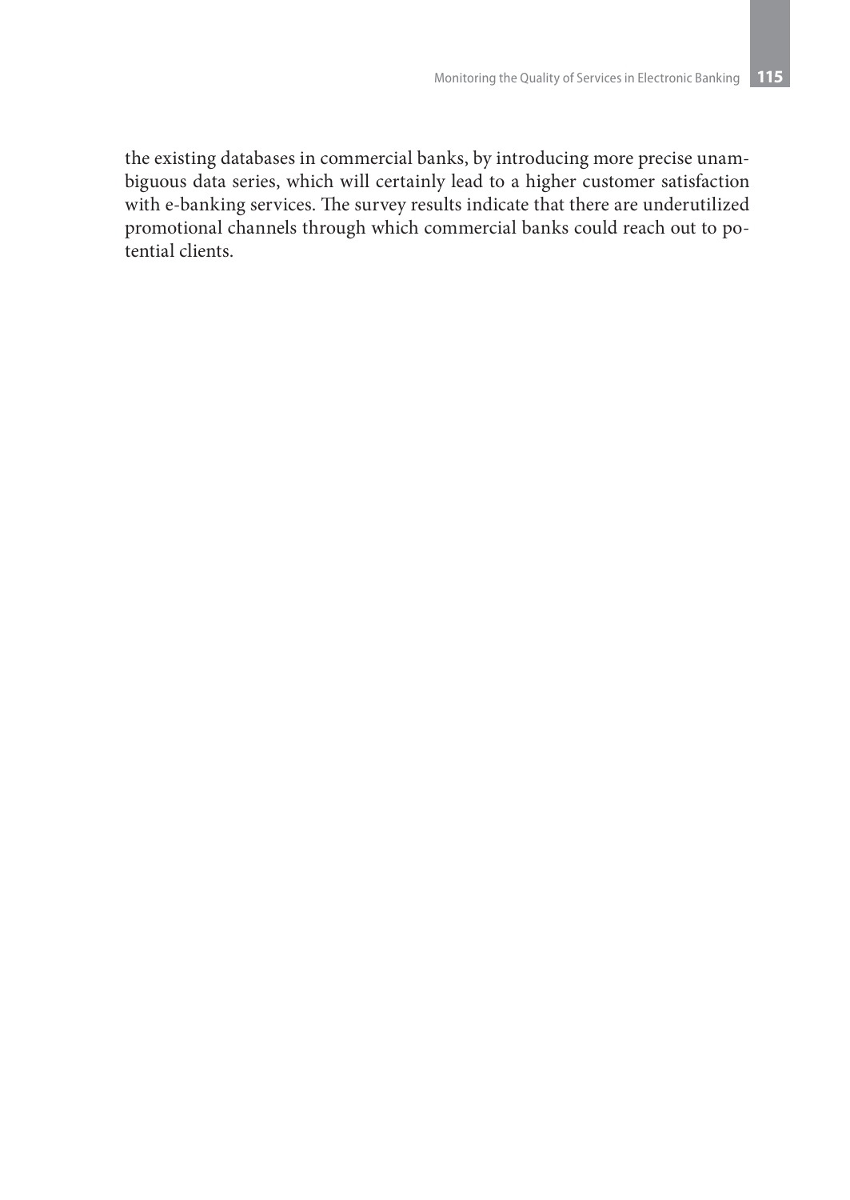the existing databases in commercial banks, by introducing more precise unambiguous data series, which will certainly lead to a higher customer satisfaction with e-banking services. The survey results indicate that there are underutilized promotional channels through which commercial banks could reach out to potential clients.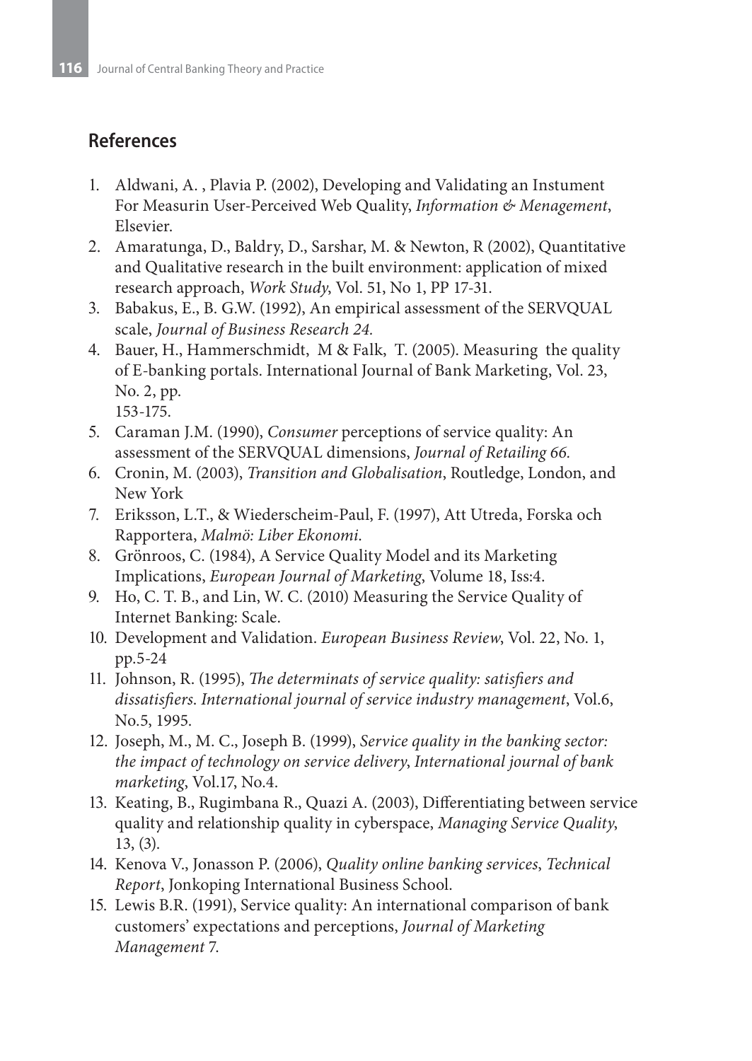## References

1. Aldwani, A. , Plavia P. (2002), Developing and Validating an Instument For Measurin User-Perceived Web Quality, *Information & Menagement*, Elsevier.
2. Amaratunga, D., Baldry, D., Sarshar, M. & Newton, R (2002), Quantitative and Qualitative research in the built environment: application of mixed research approach, *Work Study*, Vol. 51, No 1, PP 17-31.
3. Babakus, E., B. G.W. (1992), An empirical assessment of the SERVQUAL scale, *Journal of Business Research 24.*
4. Bauer, H., Hammerschmidt, M & Falk, T. (2005). Measuring the quality of E-banking portals. International Journal of Bank Marketing, Vol. 23, No. 2, pp.
   153-175.
5. Caraman J.M. (1990), *Consumer* perceptions of service quality: An assessment of the SERVQUAL dimensions, *Journal of Retailing 66.*
6. Cronin, M. (2003), *Transition and Globalisation*, Routledge, London, and New York
7. Eriksson, L.T., & Wiederscheim-Paul, F. (1997), Att Utreda, Forska och Rapportera, *Malmö: Liber Ekonomi.*
8. Grönroos, C. (1984), A Service Quality Model and its Marketing Implications, *European Journal of Marketing*, Volume 18, Iss:4.
9. Ho, C. T. B., and Lin, W. C. (2010) Measuring the Service Quality of Internet Banking: Scale.
10. Development and Validation. *European Business Review*, Vol. 22, No. 1, pp.5-24
11. Johnson, R. (1995), *The determinats of service quality: satisfiers and dissatisfiers. International journal of service industry management*, Vol.6, No.5, 1995.
12. Joseph, M., M. C., Joseph B. (1999), *Service quality in the banking sector: the impact of technology on service delivery*, *International journal of bank marketing*, Vol.17, No.4.
13. Keating, B., Rugimbana R., Quazi A. (2003), Differentiating between service quality and relationship quality in cyberspace, *Managing Service Quality*, 13, (3).
14. Kenova V., Jonasson P. (2006), *Quality online banking services*, *Technical Report*, Jonkoping International Business School.
15. Lewis B.R. (1991), Service quality: An international comparison of bank customers' expectations and perceptions, *Journal of Marketing Management* 7.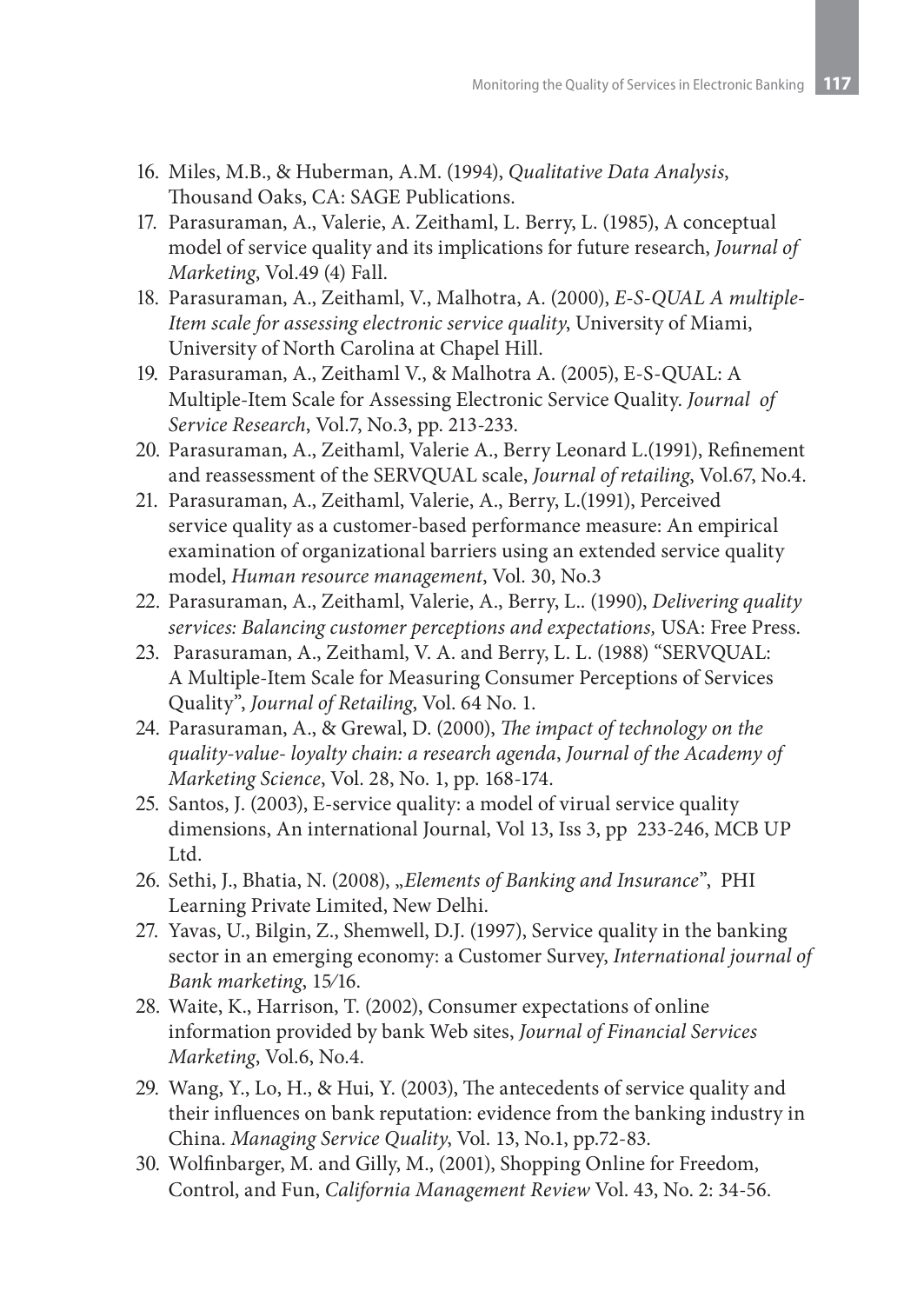16. Miles, M.B., & Huberman, A.M. (1994), *Qualitative Data Analysis*, Thousand Oaks, CA: SAGE Publications.
17. Parasuraman, A., Valerie, A. Zeithaml, L. Berry, L. (1985), A conceptual model of service quality and its implications for future research, *Journal of Marketing*, Vol.49 (4) Fall.
18. Parasuraman, A., Zeithaml, V., Malhotra, A. (2000), *E-S-QUAL A multiple-Item scale for assessing electronic service quality*, University of Miami, University of North Carolina at Chapel Hill.
19. Parasuraman, A., Zeithaml V., & Malhotra A. (2005), E-S-QUAL: A Multiple-Item Scale for Assessing Electronic Service Quality. *Journal of Service Research*, Vol.7, No.3, pp. 213-233.
20. Parasuraman, A., Zeithaml, Valerie A., Berry Leonard L.(1991), Refinement and reassessment of the SERVQUAL scale, *Journal of retailing*, Vol.67, No.4.
21. Parasuraman, A., Zeithaml, Valerie, A., Berry, L.(1991), Perceived service quality as a customer-based performance measure: An empirical examination of organizational barriers using an extended service quality model, *Human resource management*, Vol. 30, No.3
22. Parasuraman, A., Zeithaml, Valerie, A., Berry, L.. (1990), *Delivering quality services: Balancing customer perceptions and expectations,* USA: Free Press.
23. Parasuraman, A., Zeithaml, V. A. and Berry, L. L. (1988) "SERVQUAL: A Multiple-Item Scale for Measuring Consumer Perceptions of Services Quality", *Journal of Retailing*, Vol. 64 No. 1.
24. Parasuraman, A., & Grewal, D. (2000), *The impact of technology on the quality-value- loyalty chain: a research agenda*, *Journal of the Academy of Marketing Science*, Vol. 28, No. 1, pp. 168-174.
25. Santos, J. (2003), E-service quality: a model of virual service quality dimensions, An international Journal, Vol 13, Iss 3, pp 233-246, MCB UP Ltd.
26. Sethi, J., Bhatia, N. (2008), „*Elements of Banking and Insurance*", PHI Learning Private Limited, New Delhi.
27. Yavas, U., Bilgin, Z., Shemwell, D.J. (1997), Service quality in the banking sector in an emerging economy: a Customer Survey, *International journal of Bank marketing*, 15/16.
28. Waite, K., Harrison, T. (2002), Consumer expectations of online information provided by bank Web sites, *Journal of Financial Services Marketing*, Vol.6, No.4.
29. Wang, Y., Lo, H., & Hui, Y. (2003), The antecedents of service quality and their influences on bank reputation: evidence from the banking industry in China. *Managing Service Quality*, Vol. 13, No.1, pp.72-83.
30. Wolfinbarger, M. and Gilly, M., (2001), Shopping Online for Freedom, Control, and Fun, *California Management Review* Vol. 43, No. 2: 34-56.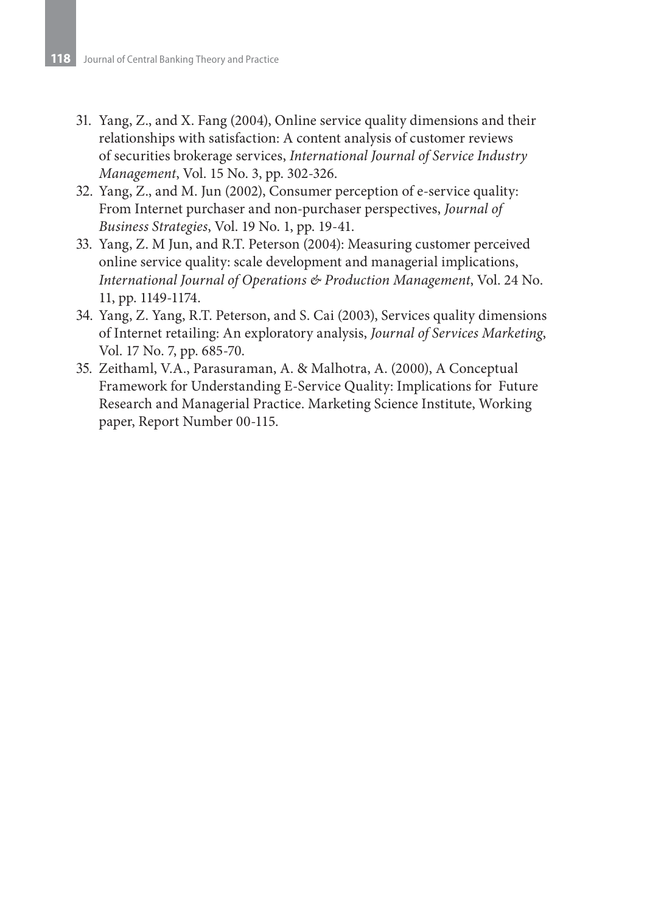31. Yang, Z., and X. Fang (2004), Online service quality dimensions and their relationships with satisfaction: A content analysis of customer reviews of securities brokerage services, *International Journal of Service Industry Management*, Vol. 15 No. 3, pp. 302-326.
32. Yang, Z., and M. Jun (2002), Consumer perception of e-service quality: From Internet purchaser and non-purchaser perspectives, *Journal of Business Strategies*, Vol. 19 No. 1, pp. 19-41.
33. Yang, Z. M Jun, and R.T. Peterson (2004): Measuring customer perceived online service quality: scale development and managerial implications, *International Journal of Operations & Production Management*, Vol. 24 No. 11, pp. 1149-1174.
34. Yang, Z. Yang, R.T. Peterson, and S. Cai (2003), Services quality dimensions of Internet retailing: An exploratory analysis, *Journal of Services Marketing*, Vol. 17 No. 7, pp. 685-70.
35. Zeithaml, V.A., Parasuraman, A. & Malhotra, A. (2000), A Conceptual Framework for Understanding E-Service Quality: Implications for Future Research and Managerial Practice. Marketing Science Institute, Working paper, Report Number 00-115.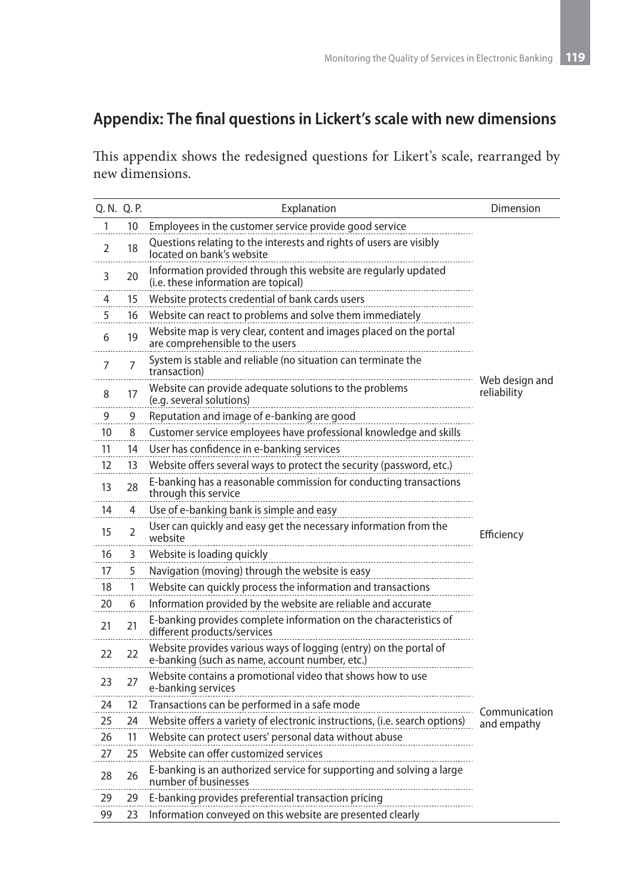## Appendix: The final questions in Lickert's scale with new dimensions

This appendix shows the redesigned questions for Likert's scale, rearranged by new dimensions.

| Q. N. | Q. P. | Explanation | Dimension |
|---|---|---|---|
| 1 | 10 | Employees in the customer service provide good service | Web design and reliability |
| 2 | 18 | Questions relating to the interests and rights of users are visibly located on bank's website | |
| 3 | 20 | Information provided through this website are regularly updated (i.e. these information are topical) | |
| 4 | 15 | Website protects credential of bank cards users | |
| 5 | 16 | Website can react to problems and solve them immediately | |
| 6 | 19 | Website map is very clear, content and images placed on the portal are comprehensible to the users | |
| 7 | 7 | System is stable and reliable (no situation can terminate the transaction) | |
| 8 | 17 | Website can provide adequate solutions to the problems (e.g. several solutions) | |
| 9 | 9 | Reputation and image of e-banking are good | |
| 10 | 8 | Customer service employees have professional knowledge and skills | |
| 11 | 14 | User has confidence in e-banking services | |
| 12 | 13 | Website offers several ways to protect the security (password, etc.) | |
| 13 | 28 | E-banking has a reasonable commission for conducting transactions through this service | |
| 14 | 4 | Use of e-banking bank is simple and easy | Efficiency |
| 15 | 2 | User can quickly and easy get the necessary information from the website | |
| 16 | 3 | Website is loading quickly | |
| 17 | 5 | Navigation (moving) through the website is easy | |
| 18 | 1 | Website can quickly process the information and transactions | |
| 20 | 6 | Information provided by the website are reliable and accurate | Communication and empathy |
| 21 | 21 | E-banking provides complete information on the characteristics of different products/services | |
| 22 | 22 | Website provides various ways of logging (entry) on the portal of e-banking (such as name, account number, etc.) | |
| 23 | 27 | Website contains a promotional video that shows how to use e-banking services | |
| 24 | 12 | Transactions can be performed in a safe mode | |
| 25 | 24 | Website offers a variety of electronic instructions, (i.e. search options) | |
| 26 | 11 | Website can protect users' personal data without abuse | |
| 27 | 25 | Website can offer customized services | |
| 28 | 26 | E-banking is an authorized service for supporting and solving a large number of businesses | |
| 29 | 29 | E-banking provides preferential transaction pricing | |
| 99 | 23 | Information conveyed on this website are presented clearly | |